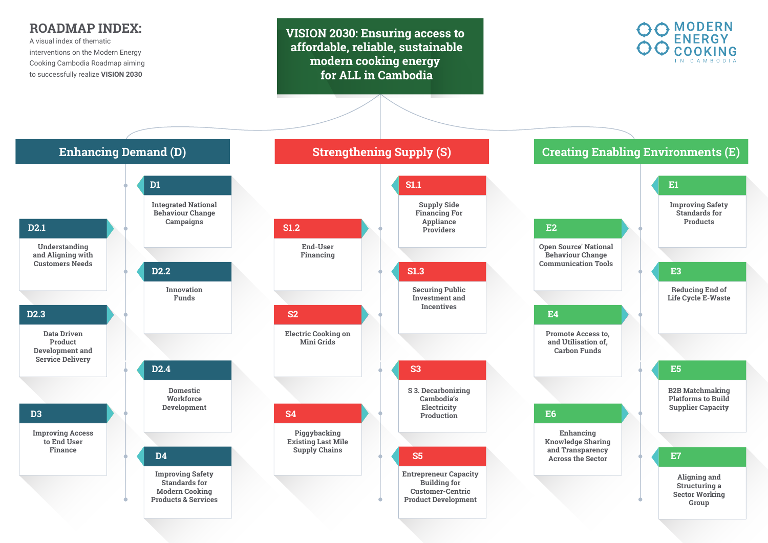# ROADMAP INDEX:

A visual index of thematic interventions on the Modern Energy Cooking Cambodia Roadmap aiming to successfully realize **VISION 2030**

MODERN ENERGY COOKING IN CAMBODIA

## VISION 2030: Ensuring access to affordable, reliable, sustainable modern cooking energy for ALL in Cambodia

### Enhancing Demand (D)

- **D1** – Integrated National Behaviour Change Campaigns
- **D2.1** – Understanding and Aligning with Customers Needs
- **D2.2** – Innovation Funds
- **D2.3** – Data Driven Product Development and Service Delivery
- **D2.4** – Domestic Workforce Development
- **D3** – Improving Access to End User Finance
- **D4** – Improving Safety Standards for Modern Cooking Products & Services

### Strengthening Supply (S)

- **S1.1** – Supply Side Financing For Appliance Providers
- **S1.2** – End-User Financing
- **S1.3** – Securing Public Investment and Incentives
- **S2** – Electric Cooking on Mini Grids
- **S3** – S 3. Decarbonizing Cambodia's Electricity Production
- **S4** – Piggybacking Existing Last Mile Supply Chains
- **S5** – Entrepreneur Capacity Building for Customer-Centric Product Development

### Creating Enabling Environments (E)

- **E1** – Improving Safety Standards for Products
- **E2** – Open Source' National Behaviour Change Communication Tools
- **E3** – Reducing End of Life Cycle E-Waste
- **E4** – Promote Access to, and Utilisation of, Carbon Funds
- **E5** – B2B Matchmaking Platforms to Build Supplier Capacity
- **E6** – Enhancing Knowledge Sharing and Transparency Across the Sector
- **E7** – Aligning and Structuring a Sector Working Group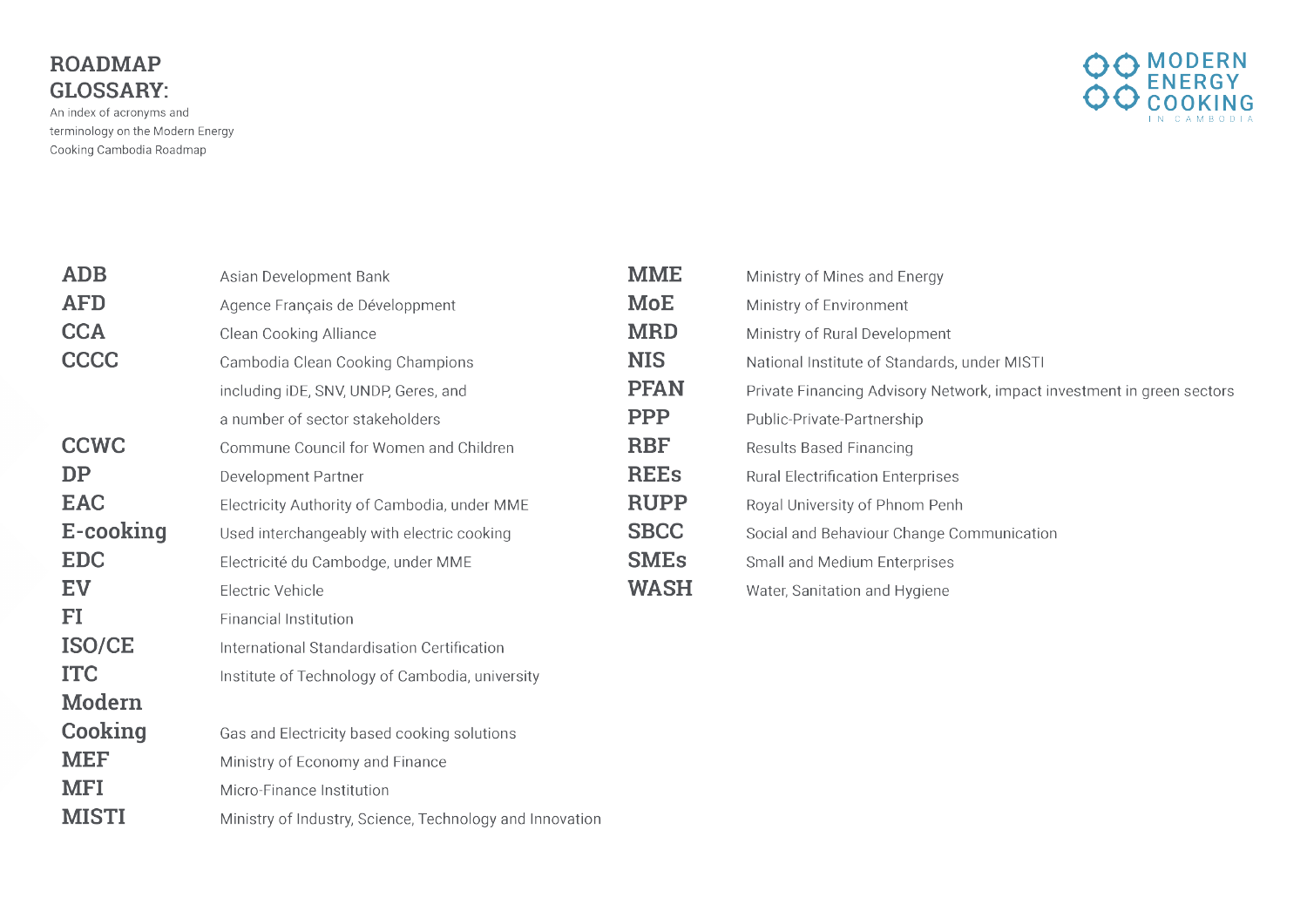# ROADMAP GLOSSARY:

An index of acronyms and terminology on the Modern Energy Cooking Cambodia Roadmap

| Term | Definition |
|---|---|
| **ADB** | Asian Development Bank |
| **AFD** | Agence Français de Dévéloppment |
| **CCA** | Clean Cooking Alliance |
| **CCCC** | Cambodia Clean Cooking Champions including iDE, SNV, UNDP, Geres, and a number of sector stakeholders |
| **CCWC** | Commune Council for Women and Children |
| **DP** | Development Partner |
| **EAC** | Electricity Authority of Cambodia, under MME |
| **E-cooking** | Used interchangeably with electric cooking |
| **EDC** | Electricité du Cambodge, under MME |
| **EV** | Electric Vehicle |
| **FI** | Financial Institution |
| **ISO/CE** | International Standardisation Certification |
| **ITC** | Institute of Technology of Cambodia, university |
| **Modern Cooking** | Gas and Electricity based cooking solutions |
| **MEF** | Ministry of Economy and Finance |
| **MFI** | Micro-Finance Institution |
| **MISTI** | Ministry of Industry, Science, Technology and Innovation |
| **MME** | Ministry of Mines and Energy |
| **MoE** | Ministry of Environment |
| **MRD** | Ministry of Rural Development |
| **NIS** | National Institute of Standards, under MISTI |
| **PFAN** | Private Financing Advisory Network, impact investment in green sectors |
| **PPP** | Public-Private-Partnership |
| **RBF** | Results Based Financing |
| **REEs** | Rural Electrification Enterprises |
| **RUPP** | Royal University of Phnom Penh |
| **SBCC** | Social and Behaviour Change Communication |
| **SMEs** | Small and Medium Enterprises |
| **WASH** | Water, Sanitation and Hygiene |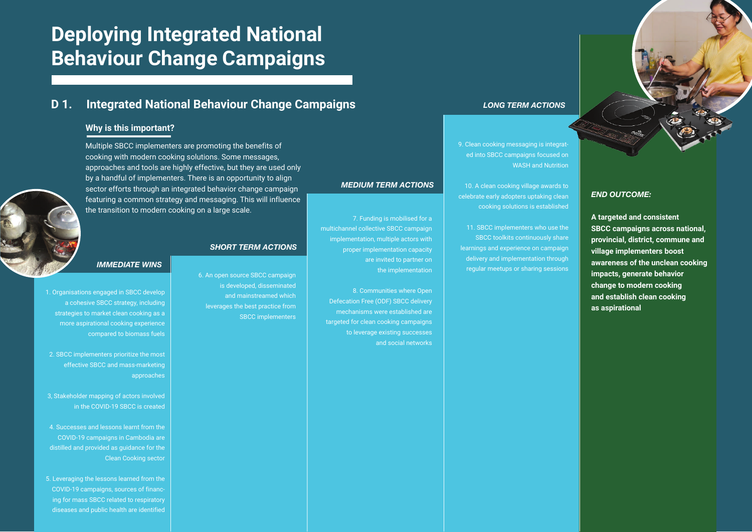# Deploying Integrated National Behaviour Change Campaigns

## D 1. Integrated National Behaviour Change Campaigns

### Why is this important?

Multiple SBCC implementers are promoting the benefits of cooking with modern cooking solutions. Some messages, approaches and tools are highly effective, but they are used only by a handful of implementers. There is an opportunity to align sector efforts through an integrated behavior change campaign featuring a common strategy and messaging. This will influence the transition to modern cooking on a large scale.

### *IMMEDIATE WINS*

1. Organisations engaged in SBCC develop a cohesive SBCC strategy, including strategies to market clean cooking as a more aspirational cooking experience compared to biomass fuels

2. SBCC implementers prioritize the most effective SBCC and mass-marketing approaches

3, Stakeholder mapping of actors involved in the COVID-19 SBCC is created

4. Successes and lessons learnt from the COVID-19 campaigns in Cambodia are distilled and provided as guidance for the Clean Cooking sector

5. Leveraging the lessons learned from the COVID-19 campaigns, sources of financing for mass SBCC related to respiratory diseases and public health are identified

### *SHORT TERM ACTIONS*

6. An open source SBCC campaign is developed, disseminated and mainstreamed which leverages the best practice from SBCC implementers

### *MEDIUM TERM ACTIONS*

7. Funding is mobilised for a multichannel collective SBCC campaign implementation, multiple actors with proper implementation capacity are invited to partner on the implementation

8. Communities where Open Defecation Free (ODF) SBCC delivery mechanisms were established are targeted for clean cooking campaigns to leverage existing successes and social networks

### *LONG TERM ACTIONS*

9. Clean cooking messaging is integrated into SBCC campaigns focused on WASH and Nutrition

10. A clean cooking village awards to celebrate early adopters uptaking clean cooking solutions is established

11. SBCC implementers who use the SBCC toolkits continuously share learnings and experience on campaign delivery and implementation through regular meetups or sharing sessions

### *END OUTCOME:*

**A targeted and consistent SBCC campaigns across national, provincial, district, commune and village implementers boost awareness of the unclean cooking impacts, generate behavior change to modern cooking and establish clean cooking as aspirational**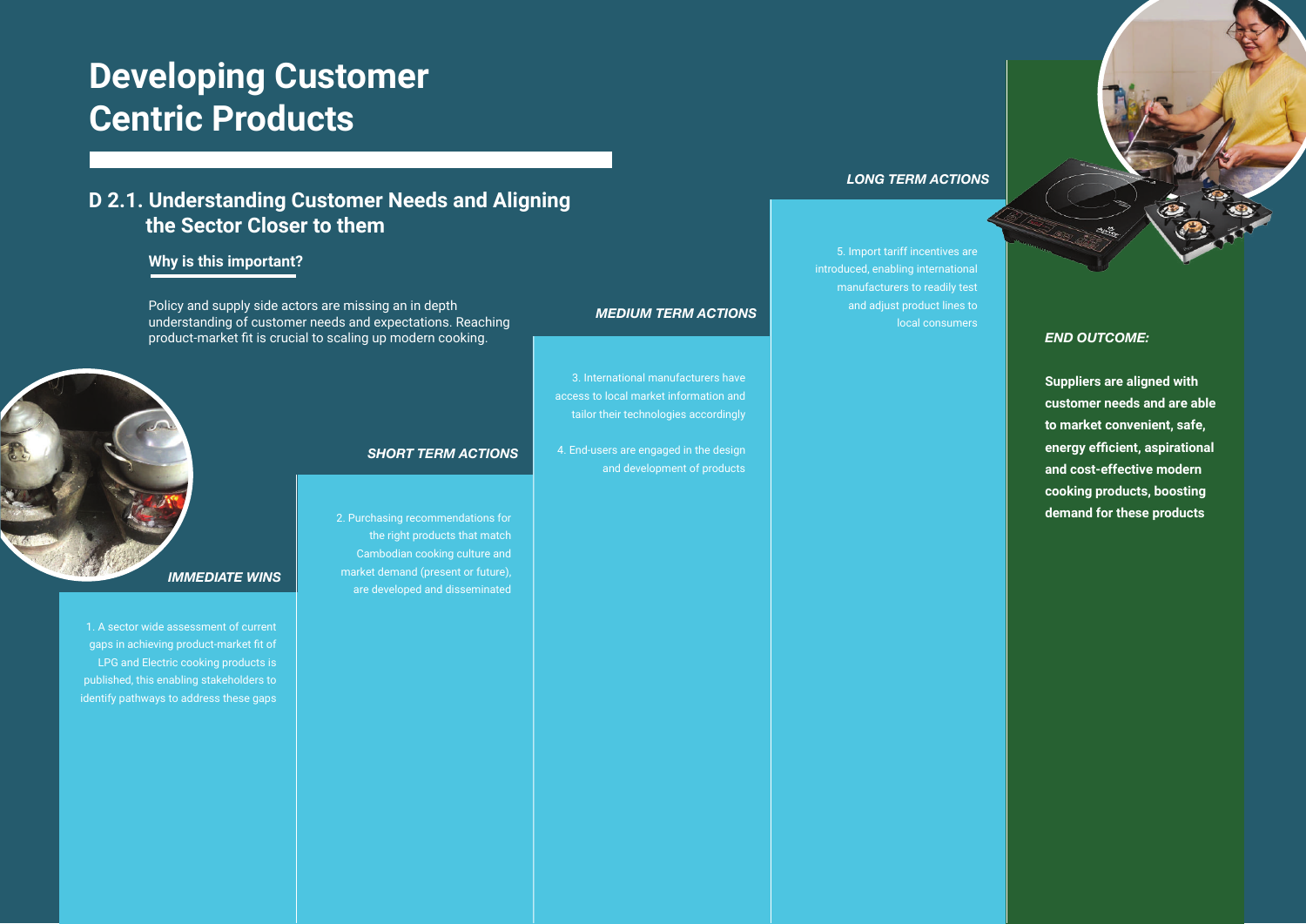# Developing Customer Centric Products

## D 2.1. Understanding Customer Needs and Aligning the Sector Closer to them

### Why is this important?

Policy and supply side actors are missing an in depth understanding of customer needs and expectations. Reaching product-market fit is crucial to scaling up modern cooking.

***IMMEDIATE WINS***

1. A sector wide assessment of current gaps in achieving product-market fit of LPG and Electric cooking products is published, this enabling stakeholders to identify pathways to address these gaps

***SHORT TERM ACTIONS***

2. Purchasing recommendations for the right products that match Cambodian cooking culture and market demand (present or future), are developed and disseminated

***MEDIUM TERM ACTIONS***

3. International manufacturers have access to local market information and tailor their technologies accordingly

4. End-users are engaged in the design and development of products

***LONG TERM ACTIONS***

5. Import tariff incentives are introduced, enabling international manufacturers to readily test and adjust product lines to local consumers

***END OUTCOME:***

**Suppliers are aligned with customer needs and are able to market convenient, safe, energy efficient, aspirational and cost-effective modern cooking products, boosting demand for these products**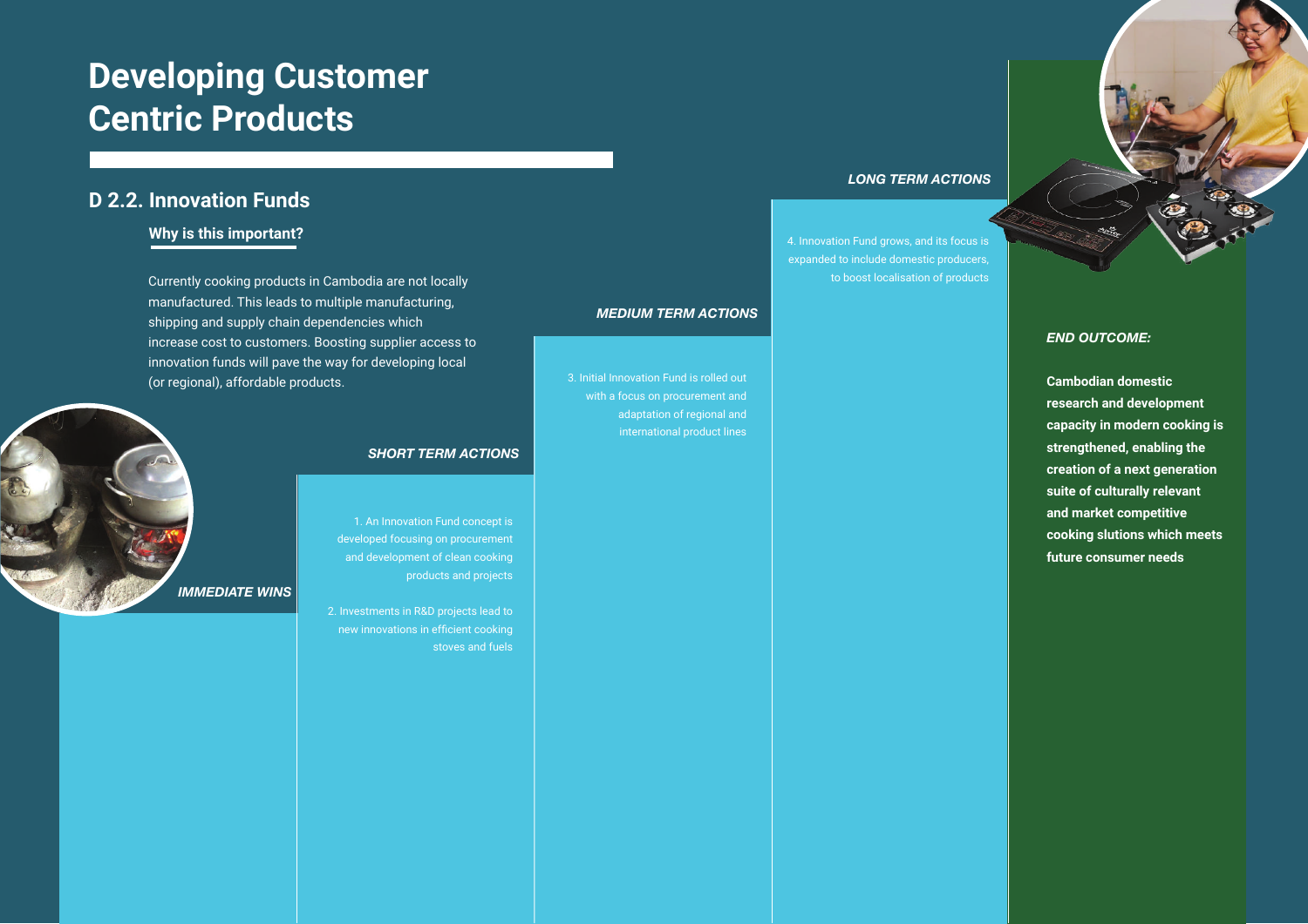# Developing Customer Centric Products

## D 2.2. Innovation Funds

### Why is this important?

Currently cooking products in Cambodia are not locally manufactured. This leads to multiple manufacturing, shipping and supply chain dependencies which increase cost to customers. Boosting supplier access to innovation funds will pave the way for developing local (or regional), affordable products.

***IMMEDIATE WINS***

***SHORT TERM ACTIONS***

1. An Innovation Fund concept is developed focusing on procurement and development of clean cooking products and projects

2. Investments in R&D projects lead to new innovations in efficient cooking stoves and fuels

***MEDIUM TERM ACTIONS***

3. Initial Innovation Fund is rolled out with a focus on procurement and adaptation of regional and international product lines

***LONG TERM ACTIONS***

4. Innovation Fund grows, and its focus is expanded to include domestic producers, to boost localisation of products

***END OUTCOME:***

**Cambodian domestic research and development capacity in modern cooking is strengthened, enabling the creation of a next generation suite of culturally relevant and market competitive cooking slutions which meets future consumer needs**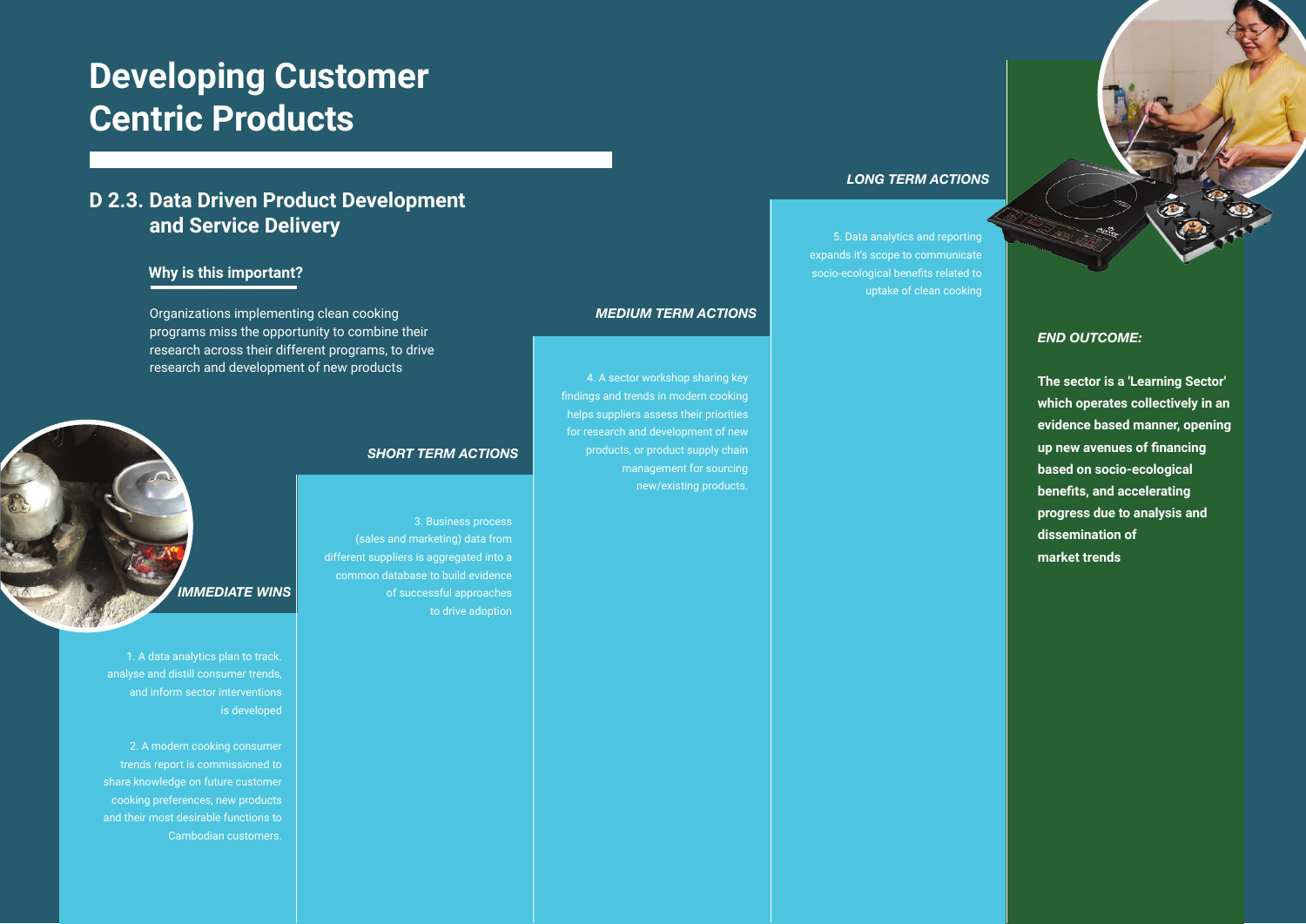# Developing Customer Centric Products

## D 2.3. Data Driven Product Development and Service Delivery

### Why is this important?

Organizations implementing clean cooking programs miss the opportunity to combine their research across their different programs, to drive research and development of new products

***IMMEDIATE WINS***

1. A data analytics plan to track. analyse and distill consumer trends, and inform sector interventions is developed

2. A modern cooking consumer trends report is commissioned to share knowledge on future customer cooking preferences, new products and their most desirable functions to Cambodian customers.

***SHORT TERM ACTIONS***

3. Business process (sales and marketing) data from different suppliers is aggregated into a common database to build evidence of successful approaches to drive adoption

***MEDIUM TERM ACTIONS***

4. A sector workshop sharing key findings and trends in modern cooking helps suppliers assess their priorities for research and development of new products, or product supply chain management for sourcing new/existing products.

***LONG TERM ACTIONS***

5. Data analytics and reporting expands it's scope to communicate socio-ecological benefits related to uptake of clean cooking

***END OUTCOME:***

**The sector is a 'Learning Sector' which operates collectively in an evidence based manner, opening up new avenues of financing based on socio-ecological benefits, and accelerating progress due to analysis and dissemination of market trends**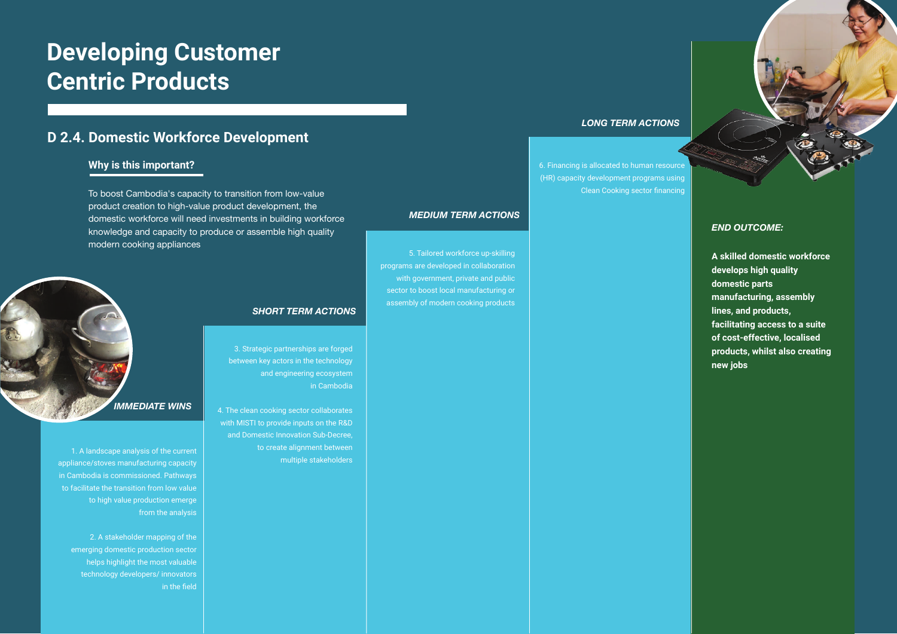# Developing Customer Centric Products

## D 2.4. Domestic Workforce Development

### Why is this important?

To boost Cambodia's capacity to transition from low-value product creation to high-value product development, the domestic workforce will need investments in building workforce knowledge and capacity to produce or assemble high quality modern cooking appliances

### *IMMEDIATE WINS*

1. A landscape analysis of the current appliance/stoves manufacturing capacity in Cambodia is commissioned. Pathways to facilitate the transition from low value to high value production emerge from the analysis

2. A stakeholder mapping of the emerging domestic production sector helps highlight the most valuable technology developers/ innovators in the field

### *SHORT TERM ACTIONS*

3. Strategic partnerships are forged between key actors in the technology and engineering ecosystem in Cambodia

4. The clean cooking sector collaborates with MISTI to provide inputs on the R&D and Domestic Innovation Sub-Decree, to create alignment between multiple stakeholders

### *MEDIUM TERM ACTIONS*

5. Tailored workforce up-skilling programs are developed in collaboration with government, private and public sector to boost local manufacturing or assembly of modern cooking products

### *LONG TERM ACTIONS*

6. Financing is allocated to human resource (HR) capacity development programs using Clean Cooking sector financing

### *END OUTCOME:*

**A skilled domestic workforce develops high quality domestic parts manufacturing, assembly lines, and products, facilitating access to a suite of cost-effective, localised products, whilst also creating new jobs**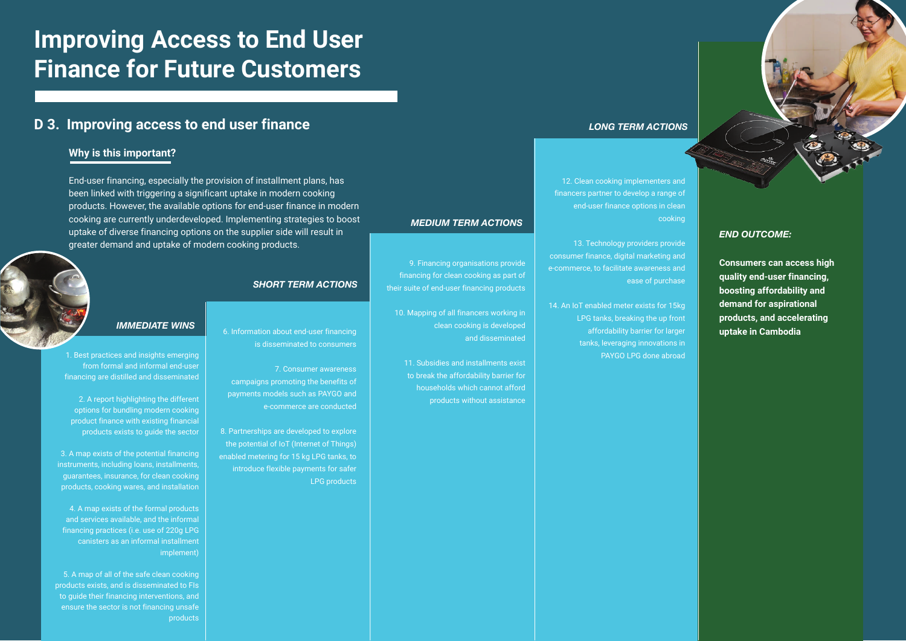# Improving Access to End User Finance for Future Customers

## D 3. Improving access to end user finance

### Why is this important?

End-user financing, especially the provision of installment plans, has been linked with triggering a significant uptake in modern cooking products. However, the available options for end-user finance in modern cooking are currently underdeveloped. Implementing strategies to boost uptake of diverse financing options on the supplier side will result in greater demand and uptake of modern cooking products.

### *IMMEDIATE WINS*

1. Best practices and insights emerging from formal and informal end-user financing are distilled and disseminated

2. A report highlighting the different options for bundling modern cooking product finance with existing financial products exists to guide the sector

3. A map exists of the potential financing instruments, including loans, installments, guarantees, insurance, for clean cooking products, cooking wares, and installation

4. A map exists of the formal products and services available, and the informal financing practices (i.e. use of 220g LPG canisters as an informal installment implement)

5. A map of all of the safe clean cooking products exists, and is disseminated to FIs to guide their financing interventions, and ensure the sector is not financing unsafe products

### *SHORT TERM ACTIONS*

6. Information about end-user financing is disseminated to consumers

7. Consumer awareness campaigns promoting the benefits of payments models such as PAYGO and e-commerce are conducted

8. Partnerships are developed to explore the potential of IoT (Internet of Things) enabled metering for 15 kg LPG tanks, to introduce flexible payments for safer LPG products

### *MEDIUM TERM ACTIONS*

9. Financing organisations provide financing for clean cooking as part of their suite of end-user financing products

10. Mapping of all financers working in clean cooking is developed and disseminated

11. Subsidies and installments exist to break the affordability barrier for households which cannot afford products without assistance

### *LONG TERM ACTIONS*

12. Clean cooking implementers and financers partner to develop a range of end-user finance options in clean cooking

13. Technology providers provide consumer finance, digital marketing and e-commerce, to facilitate awareness and ease of purchase

14. An IoT enabled meter exists for 15kg LPG tanks, breaking the up front affordability barrier for larger tanks, leveraging innovations in PAYGO LPG done abroad

### *END OUTCOME:*

**Consumers can access high quality end-user financing, boosting affordability and demand for aspirational products, and accelerating uptake in Cambodia**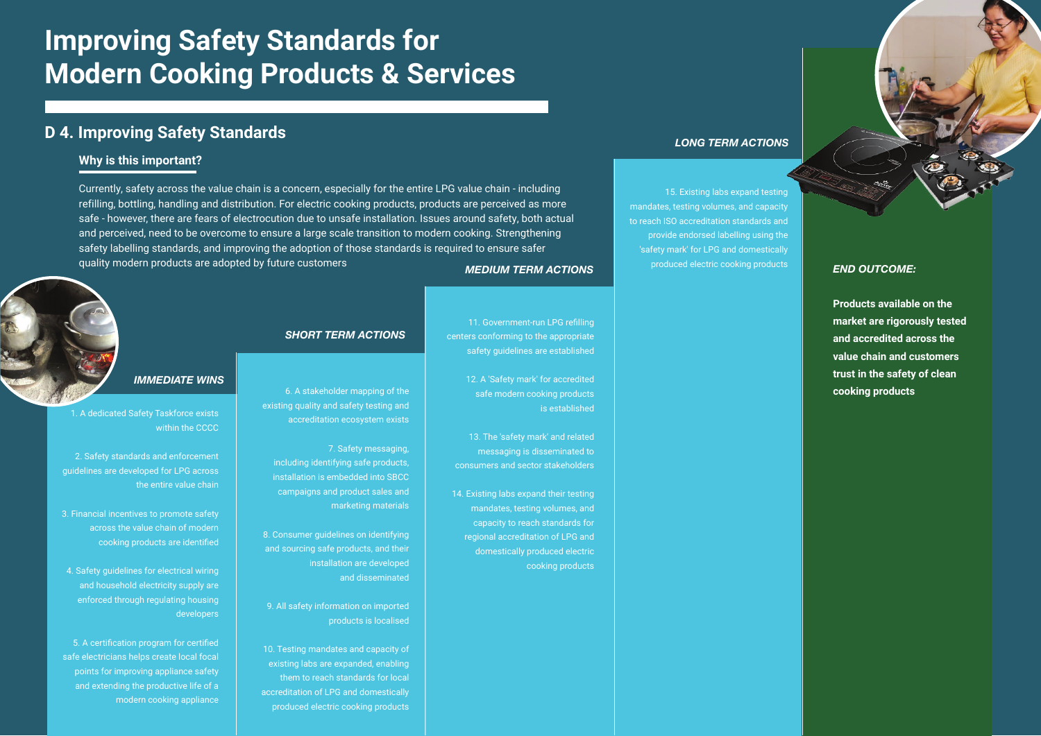# Improving Safety Standards for Modern Cooking Products & Services

## D 4. Improving Safety Standards

### Why is this important?

Currently, safety across the value chain is a concern, especially for the entire LPG value chain - including refilling, bottling, handling and distribution. For electric cooking products, products are perceived as more safe - however, there are fears of electrocution due to unsafe installation. Issues around safety, both actual and perceived, need to be overcome to ensure a large scale transition to modern cooking. Strengthening safety labelling standards, and improving the adoption of those standards is required to ensure safer quality modern products are adopted by future customers

### *IMMEDIATE WINS*

1. A dedicated Safety Taskforce exists within the CCCC
2. Safety standards and enforcement guidelines are developed for LPG across the entire value chain
3. Financial incentives to promote safety across the value chain of modern cooking products are identified
4. Safety guidelines for electrical wiring and household electricity supply are enforced through regulating housing developers
5. A certification program for certified safe electricians helps create local focal points for improving appliance safety and extending the productive life of a modern cooking appliance

### *SHORT TERM ACTIONS*

6. A stakeholder mapping of the existing quality and safety testing and accreditation ecosystem exists
7. Safety messaging, including identifying safe products, installation is embedded into SBCC campaigns and product sales and marketing materials
8. Consumer guidelines on identifying and sourcing safe products, and their installation are developed and disseminated
9. All safety information on imported products is localised
10. Testing mandates and capacity of existing labs are expanded, enabling them to reach standards for local accreditation of LPG and domestically produced electric cooking products

### *MEDIUM TERM ACTIONS*

11. Government-run LPG refilling centers conforming to the appropriate safety guidelines are established
12. A 'Safety mark' for accredited safe modern cooking products is established
13. The 'safety mark' and related messaging is disseminated to consumers and sector stakeholders
14. Existing labs expand their testing mandates, testing volumes, and capacity to reach standards for regional accreditation of LPG and domestically produced electric cooking products

### *LONG TERM ACTIONS*

15. Existing labs expand testing mandates, testing volumes, and capacity to reach ISO accreditation standards and provide endorsed labelling using the 'safety mark' for LPG and domestically produced electric cooking products

### *END OUTCOME:*

**Products available on the market are rigorously tested and accredited across the value chain and customers trust in the safety of clean cooking products**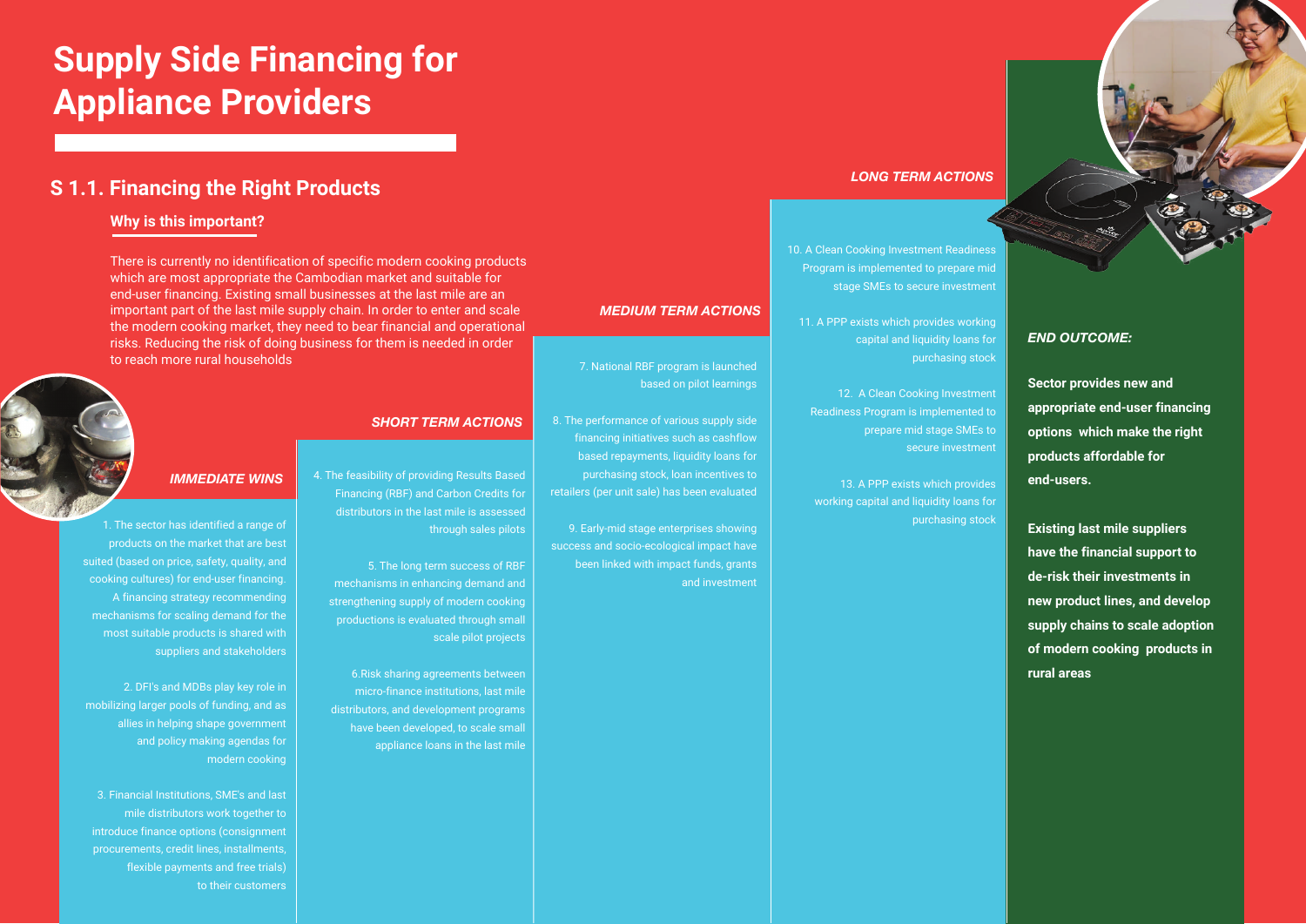# Supply Side Financing for Appliance Providers

## S 1.1. Financing the Right Products

### Why is this important?

There is currently no identification of specific modern cooking products which are most appropriate the Cambodian market and suitable for end-user financing. Existing small businesses at the last mile are an important part of the last mile supply chain. In order to enter and scale the modern cooking market, they need to bear financial and operational risks. Reducing the risk of doing business for them is needed in order to reach more rural households

### *IMMEDIATE WINS*

1. The sector has identified a range of products on the market that are best suited (based on price, safety, quality, and cooking cultures) for end-user financing. A financing strategy recommending mechanisms for scaling demand for the most suitable products is shared with suppliers and stakeholders

2. DFI's and MDBs play key role in mobilizing larger pools of funding, and as allies in helping shape government and policy making agendas for modern cooking

3. Financial Institutions, SME's and last mile distributors work together to introduce finance options (consignment procurements, credit lines, installments, flexible payments and free trials) to their customers

### *SHORT TERM ACTIONS*

4. The feasibility of providing Results Based Financing (RBF) and Carbon Credits for distributors in the last mile is assessed through sales pilots

5. The long term success of RBF mechanisms in enhancing demand and strengthening supply of modern cooking productions is evaluated through small scale pilot projects

6. Risk sharing agreements between micro-finance institutions, last mile distributors, and development programs have been developed, to scale small appliance loans in the last mile

### *MEDIUM TERM ACTIONS*

7. National RBF program is launched based on pilot learnings

8. The performance of various supply side financing initiatives such as cashflow based repayments, liquidity loans for purchasing stock, loan incentives to retailers (per unit sale) has been evaluated

9. Early-mid stage enterprises showing success and socio-ecological impact have been linked with impact funds, grants and investment

### *LONG TERM ACTIONS*

10. A Clean Cooking Investment Readiness Program is implemented to prepare mid stage SMEs to secure investment

11. A PPP exists which provides working capital and liquidity loans for purchasing stock

12. A Clean Cooking Investment Readiness Program is implemented to prepare mid stage SMEs to secure investment

13. A PPP exists which provides working capital and liquidity loans for purchasing stock

### *END OUTCOME:*

**Sector provides new and appropriate end-user financing options which make the right products affordable for end-users.**

**Existing last mile suppliers have the financial support to de-risk their investments in new product lines, and develop supply chains to scale adoption of modern cooking products in rural areas**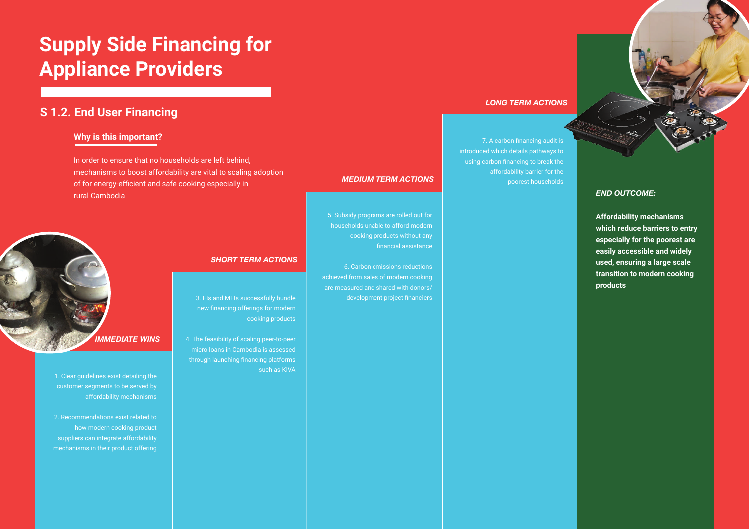# Supply Side Financing for Appliance Providers

## S 1.2. End User Financing

### Why is this important?

In order to ensure that no households are left behind, mechanisms to boost affordability are vital to scaling adoption of for energy-efficient and safe cooking especially in rural Cambodia

### *IMMEDIATE WINS*

1. Clear guidelines exist detailing the customer segments to be served by affordability mechanisms
2. Recommendations exist related to how modern cooking product suppliers can integrate affordability mechanisms in their product offering

### *SHORT TERM ACTIONS*

3. FIs and MFIs successfully bundle new financing offerings for modern cooking products
4. The feasibility of scaling peer-to-peer micro loans in Cambodia is assessed through launching financing platforms such as KIVA

### *MEDIUM TERM ACTIONS*

5. Subsidy programs are rolled out for households unable to afford modern cooking products without any financial assistance
6. Carbon emissions reductions achieved from sales of modern cooking are measured and shared with donors/ development project financiers

### *LONG TERM ACTIONS*

7. A carbon financing audit is introduced which details pathways to using carbon financing to break the affordability barrier for the poorest households

### *END OUTCOME:*

**Affordability mechanisms which reduce barriers to entry especially for the poorest are easily accessible and widely used, ensuring a large scale transition to modern cooking products**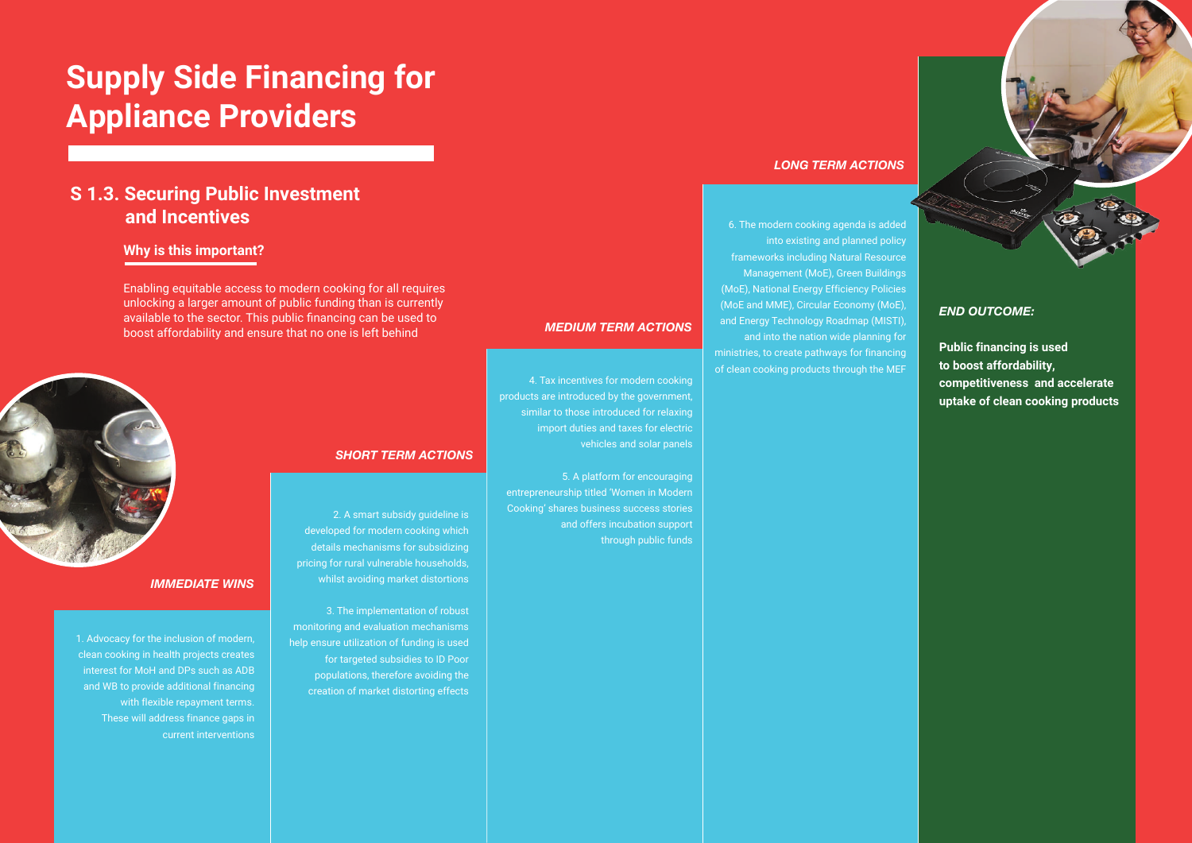# Supply Side Financing for Appliance Providers

## S 1.3. Securing Public Investment and Incentives

### Why is this important?

Enabling equitable access to modern cooking for all requires unlocking a larger amount of public funding than is currently available to the sector. This public financing can be used to boost affordability and ensure that no one is left behind

### *IMMEDIATE WINS*

1. Advocacy for the inclusion of modern, clean cooking in health projects creates interest for MoH and DPs such as ADB and WB to provide additional financing with flexible repayment terms. These will address finance gaps in current interventions

### *SHORT TERM ACTIONS*

2. A smart subsidy guideline is developed for modern cooking which details mechanisms for subsidizing pricing for rural vulnerable households, whilst avoiding market distortions

3. The implementation of robust monitoring and evaluation mechanisms help ensure utilization of funding is used for targeted subsidies to ID Poor populations, therefore avoiding the creation of market distorting effects

### *MEDIUM TERM ACTIONS*

4. Tax incentives for modern cooking products are introduced by the government, similar to those introduced for relaxing import duties and taxes for electric vehicles and solar panels

5. A platform for encouraging entrepreneurship titled 'Women in Modern Cooking' shares business success stories and offers incubation support through public funds

### *LONG TERM ACTIONS*

6. The modern cooking agenda is added into existing and planned policy frameworks including Natural Resource Management (MoE), Green Buildings (MoE), National Energy Efficiency Policies (MoE and MME), Circular Economy (MoE), and Energy Technology Roadmap (MISTI), and into the nation wide planning for ministries, to create pathways for financing of clean cooking products through the MEF

### *END OUTCOME:*

**Public financing is used to boost affordability, competitiveness and accelerate uptake of clean cooking products**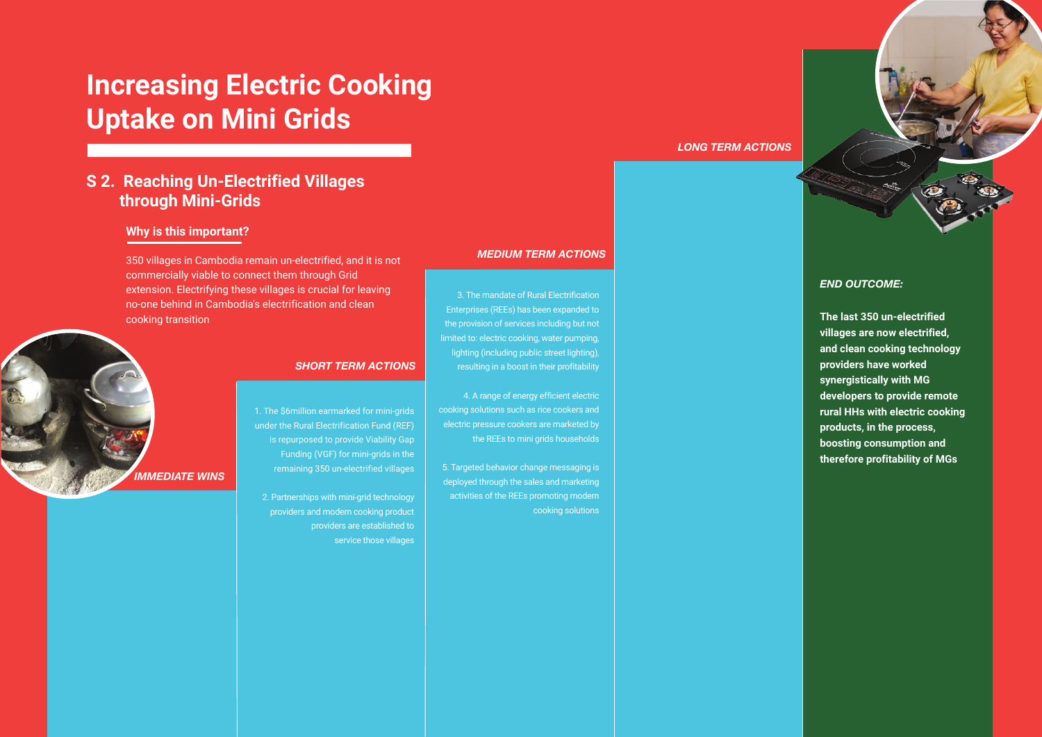# Increasing Electric Cooking Uptake on Mini Grids

## S 2. Reaching Un-Electrified Villages through Mini-Grids

### Why is this important?

350 villages in Cambodia remain un-electrified, and it is not commercially viable to connect them through Grid extension. Electrifying these villages is crucial for leaving no-one behind in Cambodia's electrification and clean cooking transition

*IMMEDIATE WINS*

*SHORT TERM ACTIONS*

1. The $6million earmarked for mini-grids under the Rural Electrification Fund (REF) is repurposed to provide Viability Gap Funding (VGF) for mini-grids in the remaining 350 un-electrified villages

2. Partnerships with mini-grid technology providers and modern cooking product providers are established to service those villages

*MEDIUM TERM ACTIONS*

3. The mandate of Rural Electrification Enterprises (REEs) has been expanded to the provision of services including but not limited to: electric cooking, water pumping, lighting (including public street lighting), resulting in a boost in their profitability

4. A range of energy efficient electric cooking solutions such as rice cookers and electric pressure cookers are marketed by the REEs to mini grids households

5. Targeted behavior change messaging is deployed through the sales and marketing activities of the REEs promoting modern cooking solutions

*LONG TERM ACTIONS*

*END OUTCOME:*

**The last 350 un-electrified villages are now electrified, and clean cooking technology providers have worked synergistically with MG developers to provide remote rural HHs with electric cooking products, in the process, boosting consumption and therefore profitability of MGs**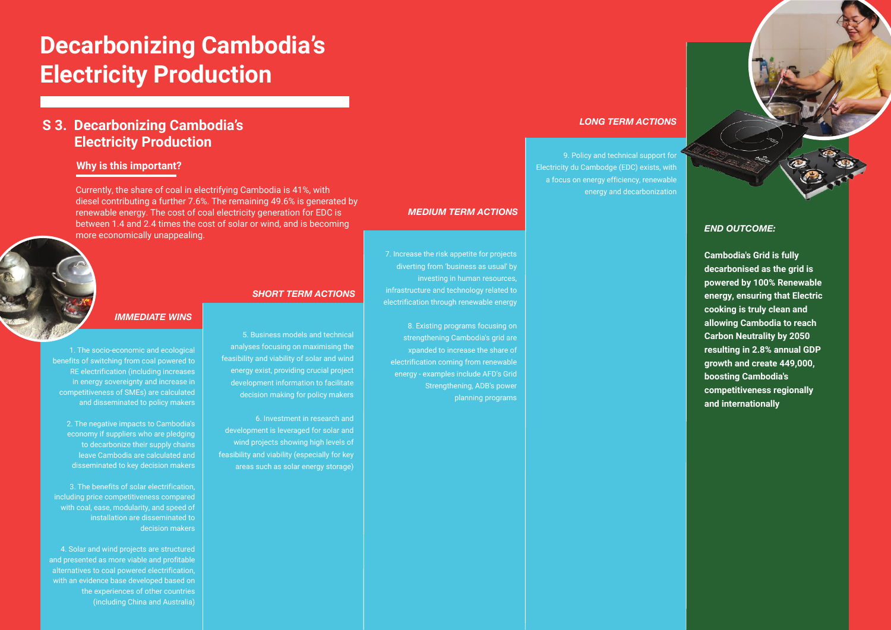# Decarbonizing Cambodia's Electricity Production

## S 3. Decarbonizing Cambodia's Electricity Production

### Why is this important?

Currently, the share of coal in electrifying Cambodia is 41%, with diesel contributing a further 7.6%. The remaining 49.6% is generated by renewable energy. The cost of coal electricity generation for EDC is between 1.4 and 2.4 times the cost of solar or wind, and is becoming more economically unappealing.

### *IMMEDIATE WINS*

1. The socio-economic and ecological benefits of switching from coal powered to RE electrification (including increases in energy sovereignty and increase in competitiveness of SMEs) are calculated and disseminated to policy makers

2. The negative impacts to Cambodia's economy if suppliers who are pledging to decarbonize their supply chains leave Cambodia are calculated and disseminated to key decision makers

3. The benefits of solar electrification, including price competitiveness compared with coal, ease, modularity, and speed of installation are disseminated to decision makers

4. Solar and wind projects are structured and presented as more viable and profitable alternatives to coal powered electrification, with an evidence base developed based on the experiences of other countries (including China and Australia)

### *SHORT TERM ACTIONS*

5. Business models and technical analyses focusing on maximising the feasibility and viability of solar and wind energy exist, providing crucial project development information to facilitate decision making for policy makers

6. Investment in research and development is leveraged for solar and wind projects showing high levels of feasibility and viability (especially for key areas such as solar energy storage)

### *MEDIUM TERM ACTIONS*

7. Increase the risk appetite for projects diverting from 'business as usual' by investing in human resources, infrastructure and technology related to electrification through renewable energy

8. Existing programs focusing on strengthening Cambodia's grid are xpanded to increase the share of electrification coming from renewable energy - examples include AFD's Grid Strengthening, ADB's power planning programs

### *LONG TERM ACTIONS*

9. Policy and technical support for Electricity du Cambodge (EDC) exists, with a focus on energy efficiency, renewable energy and decarbonization

### *END OUTCOME:*

**Cambodia's Grid is fully decarbonised as the grid is powered by 100% Renewable energy, ensuring that Electric cooking is truly clean and allowing Cambodia to reach Carbon Neutrality by 2050 resulting in 2.8% annual GDP growth and create 449,000, boosting Cambodia's competitiveness regionally and internationally**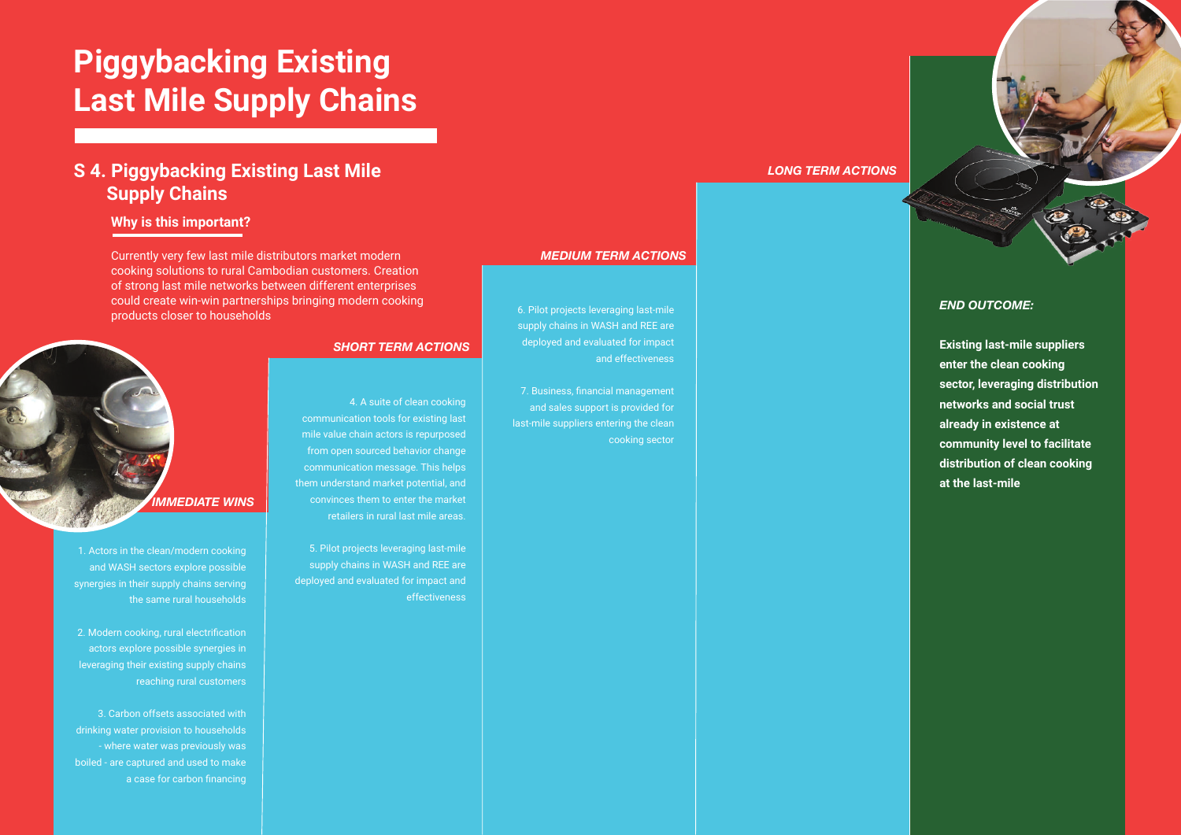# Piggybacking Existing Last Mile Supply Chains

## S 4. Piggybacking Existing Last Mile Supply Chains

### Why is this important?

Currently very few last mile distributors market modern cooking solutions to rural Cambodian customers. Creation of strong last mile networks between different enterprises could create win-win partnerships bringing modern cooking products closer to households

### *IMMEDIATE WINS*

1. Actors in the clean/modern cooking and WASH sectors explore possible synergies in their supply chains serving the same rural households

2. Modern cooking, rural electrification actors explore possible synergies in leveraging their existing supply chains reaching rural customers

3. Carbon offsets associated with drinking water provision to households - where water was previously was boiled - are captured and used to make a case for carbon financing

### *SHORT TERM ACTIONS*

4. A suite of clean cooking communication tools for existing last mile value chain actors is repurposed from open sourced behavior change communication message. This helps them understand market potential, and convinces them to enter the market retailers in rural last mile areas.

5. Pilot projects leveraging last-mile supply chains in WASH and REE are deployed and evaluated for impact and effectiveness

### *MEDIUM TERM ACTIONS*

6. Pilot projects leveraging last-mile supply chains in WASH and REE are deployed and evaluated for impact and effectiveness

7. Business, financial management and sales support is provided for last-mile suppliers entering the clean cooking sector

### *LONG TERM ACTIONS*

### *END OUTCOME:*

**Existing last-mile suppliers enter the clean cooking sector, leveraging distribution networks and social trust already in existence at community level to facilitate distribution of clean cooking at the last-mile**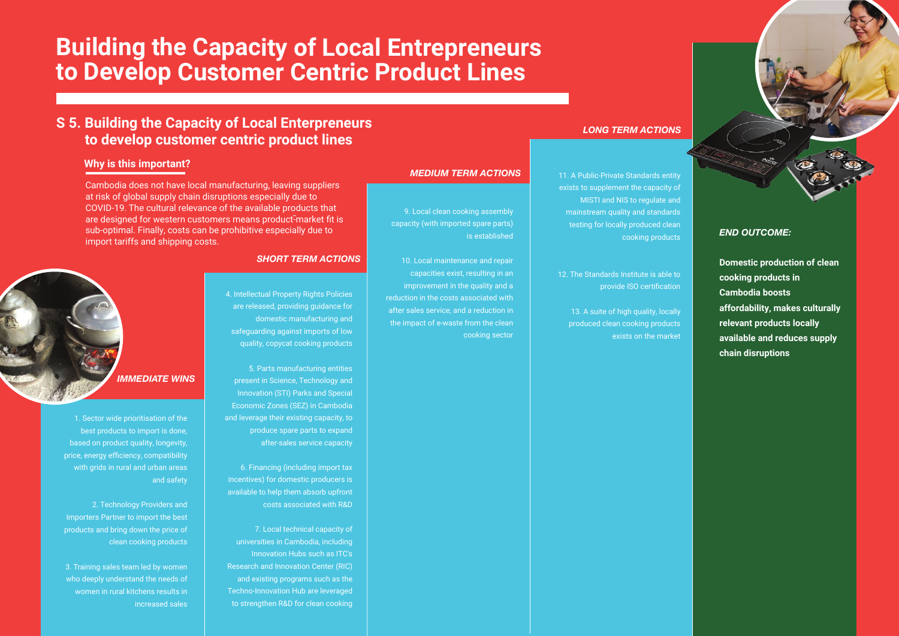# Building the Capacity of Local Entrepreneurs to Develop Customer Centric Product Lines

## S 5. Building the Capacity of Local Enterpreneurs to develop customer centric product lines

### Why is this important?

Cambodia does not have local manufacturing, leaving suppliers at risk of global supply chain disruptions especially due to COVID-19. The cultural relevance of the available products that are designed for western customers means product-market fit is sub-optimal. Finally, costs can be prohibitive especially due to import tariffs and shipping costs.

### *IMMEDIATE WINS*

1. Sector wide prioritisation of the best products to import is done, based on product quality, longevity, price, energy efficiency, compatibility with grids in rural and urban areas and safety

2. Technology Providers and Importers Partner to import the best products and bring down the price of clean cooking products

3. Training sales team led by women who deeply understand the needs of women in rural kitchens results in increased sales

### *SHORT TERM ACTIONS*

4. Intellectual Property Rights Policies are released, providing guidance for domestic manufacturing and safeguarding against imports of low quality, copycat cooking products

5. Parts manufacturing entities present in Science, Technology and Innovation (STI) Parks and Special Economic Zones (SEZ) in Cambodia and leverage their existing capacity, to produce spare parts to expand after-sales service capacity

6. Financing (including import tax incentives) for domestic producers is available to help them absorb upfront costs associated with R&D

7. Local technical capacity of universities in Cambodia, including Innovation Hubs such as ITC's Research and Innovation Center (RIC) and existing programs such as the Techno-Innovation Hub are leveraged to strengthen R&D for clean cooking

### *MEDIUM TERM ACTIONS*

9. Local clean cooking assembly capacity (with imported spare parts) is established

10. Local maintenance and repair capacities exist, resulting in an improvement in the quality and a reduction in the costs associated with after sales service, and a reduction in the impact of e-waste from the clean cooking sector

### *LONG TERM ACTIONS*

11. A Public-Private Standards entity exists to supplement the capacity of MISTI and NIS to regulate and mainstream quality and standards testing for locally produced clean cooking products

12. The Standards Institute is able to provide ISO certification

13. A suite of high quality, locally produced clean cooking products exists on the market

### *END OUTCOME:*

**Domestic production of clean cooking products in Cambodia boosts affordability, makes culturally relevant products locally available and reduces supply chain disruptions**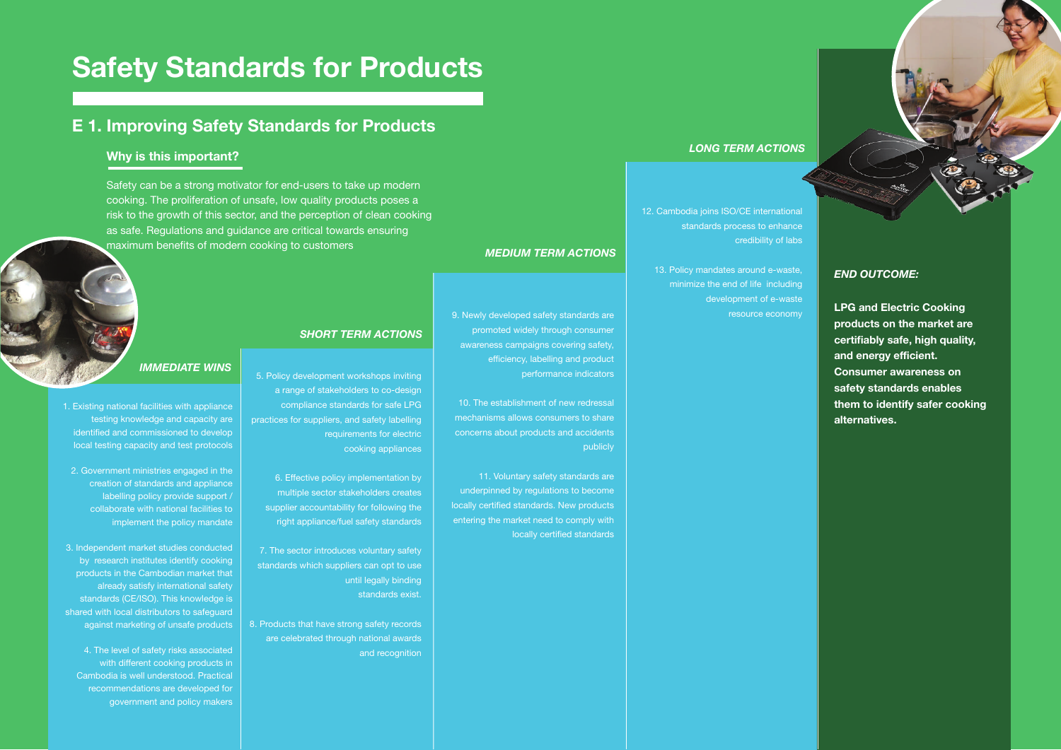# Safety Standards for Products

## E 1. Improving Safety Standards for Products

### Why is this important?

Safety can be a strong motivator for end-users to take up modern cooking. The proliferation of unsafe, low quality products poses a risk to the growth of this sector, and the perception of clean cooking as safe. Regulations and guidance are critical towards ensuring maximum benefits of modern cooking to customers

#### *IMMEDIATE WINS*

1. Existing national facilities with appliance testing knowledge and capacity are identified and commissioned to develop local testing capacity and test protocols

2. Government ministries engaged in the creation of standards and appliance labelling policy provide support / collaborate with national facilities to implement the policy mandate

3. Independent market studies conducted by research institutes identify cooking products in the Cambodian market that already satisfy international safety standards (CE/ISO). This knowledge is shared with local distributors to safeguard against marketing of unsafe products

4. The level of safety risks associated with different cooking products in Cambodia is well understood. Practical recommendations are developed for government and policy makers

#### *SHORT TERM ACTIONS*

5. Policy development workshops inviting a range of stakeholders to co-design compliance standards for safe LPG practices for suppliers, and safety labelling requirements for electric cooking appliances

6. Effective policy implementation by multiple sector stakeholders creates supplier accountability for following the right appliance/fuel safety standards

7. The sector introduces voluntary safety standards which suppliers can opt to use until legally binding standards exist.

8. Products that have strong safety records are celebrated through national awards and recognition

#### *MEDIUM TERM ACTIONS*

9. Newly developed safety standards are promoted widely through consumer awareness campaigns covering safety, efficiency, labelling and product performance indicators

10. The establishment of new redressal mechanisms allows consumers to share concerns about products and accidents publicly

11. Voluntary safety standards are underpinned by regulations to become locally certified standards. New products entering the market need to comply with locally certified standards

#### *LONG TERM ACTIONS*

12. Cambodia joins ISO/CE international standards process to enhance credibility of labs

13. Policy mandates around e-waste, minimize the end of life including development of e-waste resource economy

#### *END OUTCOME:*

**LPG and Electric Cooking products on the market are certifiably safe, high quality, and energy efficient. Consumer awareness on safety standards enables them to identify safer cooking alternatives.**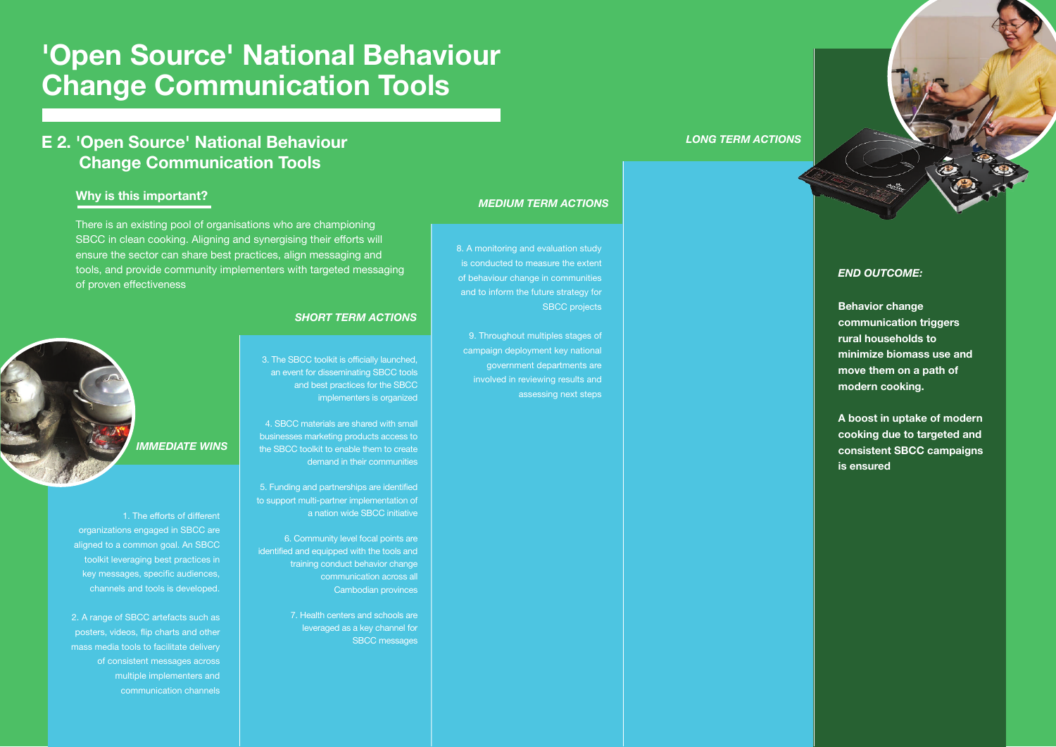# 'Open Source' National Behaviour Change Communication Tools

## E 2. 'Open Source' National Behaviour Change Communication Tools

### Why is this important?

There is an existing pool of organisations who are championing SBCC in clean cooking. Aligning and synergising their efforts will ensure the sector can share best practices, align messaging and tools, and provide community implementers with targeted messaging of proven effectiveness

### *IMMEDIATE WINS*

1. The efforts of different organizations engaged in SBCC are aligned to a common goal. An SBCC toolkit leveraging best practices in key messages, specific audiences, channels and tools is developed.

2. A range of SBCC artefacts such as posters, videos, flip charts and other mass media tools to facilitate delivery of consistent messages across multiple implementers and communication channels

### *SHORT TERM ACTIONS*

3. The SBCC toolkit is officially launched, an event for disseminating SBCC tools and best practices for the SBCC implementers is organized

4. SBCC materials are shared with small businesses marketing products access to the SBCC toolkit to enable them to create demand in their communities

5. Funding and partnerships are identified to support multi-partner implementation of a nation wide SBCC initiative

6. Community level focal points are identified and equipped with the tools and training conduct behavior change communication across all Cambodian provinces

7. Health centers and schools are leveraged as a key channel for SBCC messages

### *MEDIUM TERM ACTIONS*

8. A monitoring and evaluation study is conducted to measure the extent of behaviour change in communities and to inform the future strategy for SBCC projects

9. Throughout multiples stages of campaign deployment key national government departments are involved in reviewing results and assessing next steps

### *LONG TERM ACTIONS*

### *END OUTCOME:*

**Behavior change communication triggers rural households to minimize biomass use and move them on a path of modern cooking.**

**A boost in uptake of modern cooking due to targeted and consistent SBCC campaigns is ensured**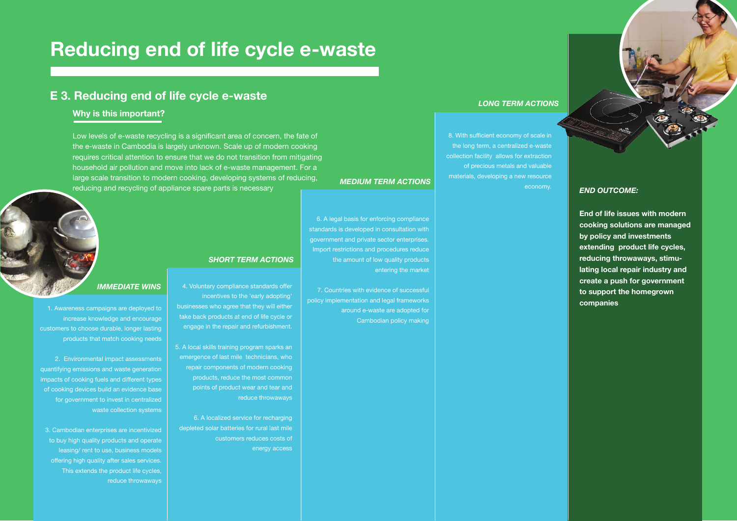# Reducing end of life cycle e-waste

## E 3. Reducing end of life cycle e-waste

### Why is this important?

Low levels of e-waste recycling is a significant area of concern, the fate of the e-waste in Cambodia is largely unknown. Scale up of modern cooking requires critical attention to ensure that we do not transition from mitigating household air pollution and move into lack of e-waste management. For a large scale transition to modern cooking, developing systems of reducing, reducing and recycling of appliance spare parts is necessary

### *IMMEDIATE WINS*

1. Awareness campaigns are deployed to increase knowledge and encourage customers to choose durable, longer lasting products that match cooking needs

2. Environmental impact assessments quantifying emissions and waste generation impacts of cooking fuels and different types of cooking devices build an evidence base for government to invest in centralized waste collection systems

3. Cambodian enterprises are incentivized to buy high quality products and operate leasing/ rent to use, business models offering high quality after sales services. This extends the product life cycles, reduce throwaways

### *SHORT TERM ACTIONS*

4. Voluntary compliance standards offer incentives to the 'early adopting' businesses who agree that they will either take back products at end of life cycle or engage in the repair and refurbishment.

5. A local skills training program sparks an emergence of last mile technicians, who repair components of modern cooking products, reduce the most common points of product wear and tear and reduce throwaways

6. A localized service for recharging depleted solar batteries for rural last mile customers reduces costs of energy access

### *MEDIUM TERM ACTIONS*

6. A legal basis for enforcing compliance standards is developed in consultation with government and private sector enterprises. Import restrictions and procedures reduce the amount of low quality products entering the market

7. Countries with evidence of successful policy implementation and legal frameworks around e-waste are adopted for Cambodian policy making

### *LONG TERM ACTIONS*

8. With sufficient economy of scale in the long term, a centralized e-waste collection facility allows for extraction of precious metals and valuable materials, developing a new resource economy.

### *END OUTCOME:*

**End of life issues with modern cooking solutions are managed by policy and investments extending product life cycles, reducing throwaways, stimulating local repair industry and create a push for government to support the homegrown companies**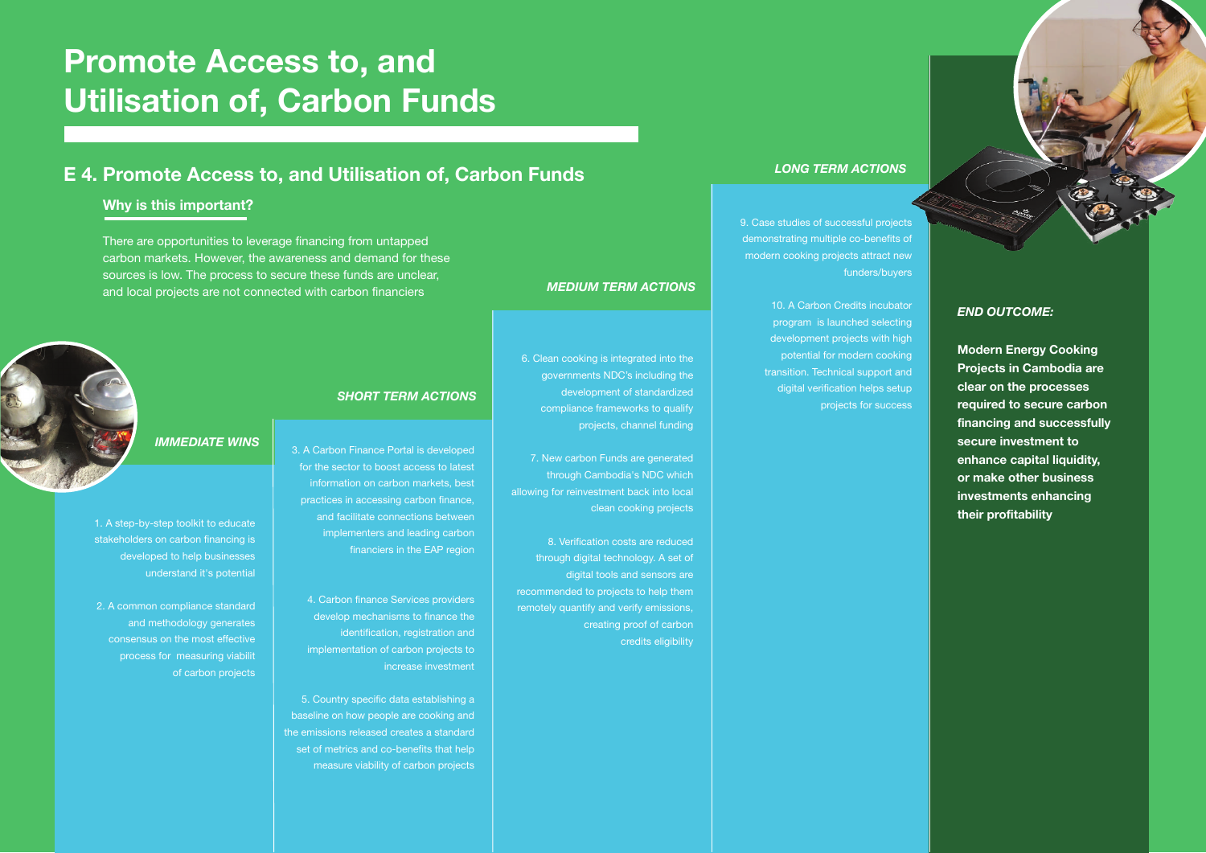# Promote Access to, and Utilisation of, Carbon Funds

## E 4. Promote Access to, and Utilisation of, Carbon Funds

### Why is this important?

There are opportunities to leverage financing from untapped carbon markets. However, the awareness and demand for these sources is low. The process to secure these funds are unclear, and local projects are not connected with carbon financiers

### *IMMEDIATE WINS*

1. A step-by-step toolkit to educate stakeholders on carbon financing is developed to help businesses understand it's potential

2. A common compliance standard and methodology generates consensus on the most effective process for measuring viabilit of carbon projects

### *SHORT TERM ACTIONS*

3. A Carbon Finance Portal is developed for the sector to boost access to latest information on carbon markets, best practices in accessing carbon finance, and facilitate connections between implementers and leading carbon financiers in the EAP region

4. Carbon finance Services providers develop mechanisms to finance the identification, registration and implementation of carbon projects to increase investment

5. Country specific data establishing a baseline on how people are cooking and the emissions released creates a standard set of metrics and co-benefits that help measure viability of carbon projects

### *MEDIUM TERM ACTIONS*

6. Clean cooking is integrated into the governments NDC's including the development of standardized compliance frameworks to qualify projects, channel funding

7. New carbon Funds are generated through Cambodia's NDC which allowing for reinvestment back into local clean cooking projects

8. Verification costs are reduced through digital technology. A set of digital tools and sensors are recommended to projects to help them remotely quantify and verify emissions, creating proof of carbon credits eligibility

### *LONG TERM ACTIONS*

9. Case studies of successful projects demonstrating multiple co-benefits of modern cooking projects attract new funders/buyers

10. A Carbon Credits incubator program is launched selecting development projects with high potential for modern cooking transition. Technical support and digital verification helps setup projects for success

### *END OUTCOME:*

**Modern Energy Cooking Projects in Cambodia are clear on the processes required to secure carbon financing and successfully secure investment to enhance capital liquidity, or make other business investments enhancing their profitability**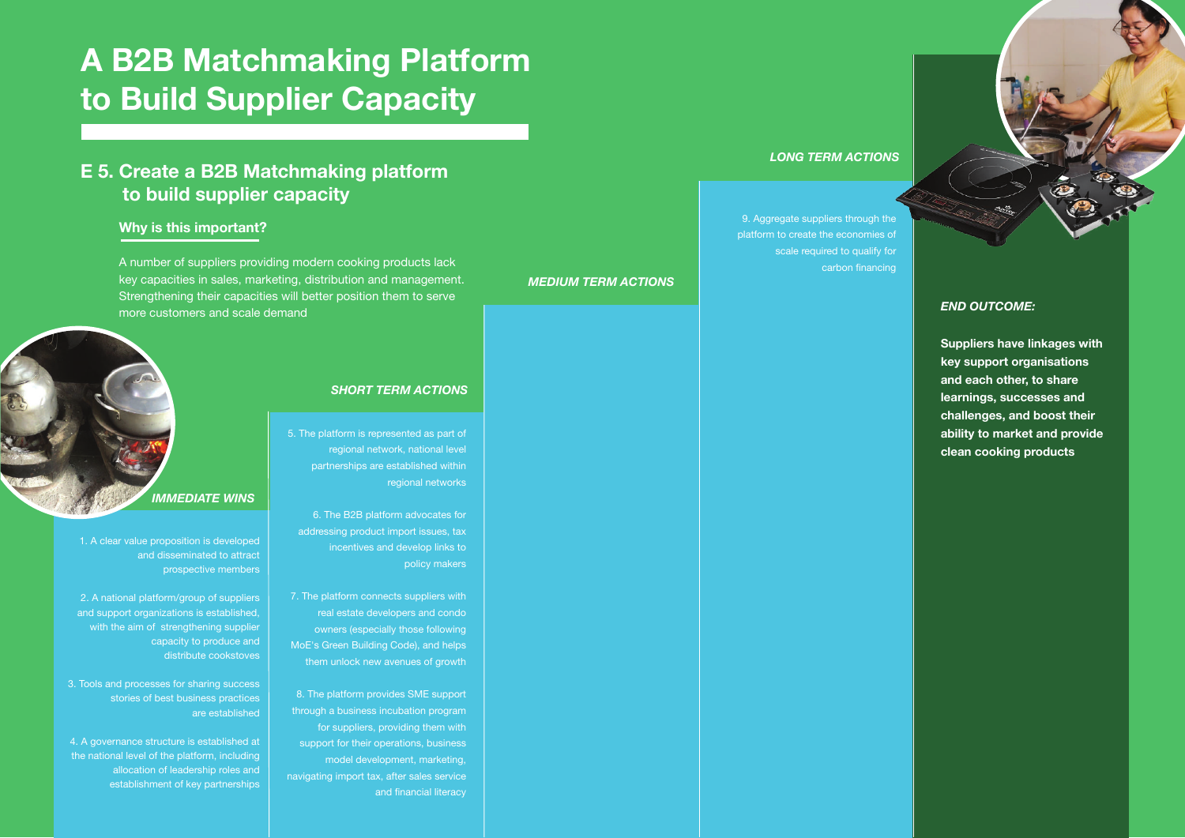# A B2B Matchmaking Platform to Build Supplier Capacity

## E 5. Create a B2B Matchmaking platform to build supplier capacity

### Why is this important?

A number of suppliers providing modern cooking products lack key capacities in sales, marketing, distribution and management. Strengthening their capacities will better position them to serve more customers and scale demand

### *IMMEDIATE WINS*

1. A clear value proposition is developed and disseminated to attract prospective members
2. A national platform/group of suppliers and support organizations is established, with the aim of strengthening supplier capacity to produce and distribute cookstoves
3. Tools and processes for sharing success stories of best business practices are established
4. A governance structure is established at the national level of the platform, including allocation of leadership roles and establishment of key partnerships

### *SHORT TERM ACTIONS*

5. The platform is represented as part of regional network, national level partnerships are established within regional networks
6. The B2B platform advocates for addressing product import issues, tax incentives and develop links to policy makers
7. The platform connects suppliers with real estate developers and condo owners (especially those following MoE's Green Building Code), and helps them unlock new avenues of growth
8. The platform provides SME support through a business incubation program for suppliers, providing them with support for their operations, business model development, marketing, navigating import tax, after sales service and financial literacy

### *MEDIUM TERM ACTIONS*

### *LONG TERM ACTIONS*

9. Aggregate suppliers through the platform to create the economies of scale required to qualify for carbon financing

### *END OUTCOME:*

**Suppliers have linkages with key support organisations and each other, to share learnings, successes and challenges, and boost their ability to market and provide clean cooking products**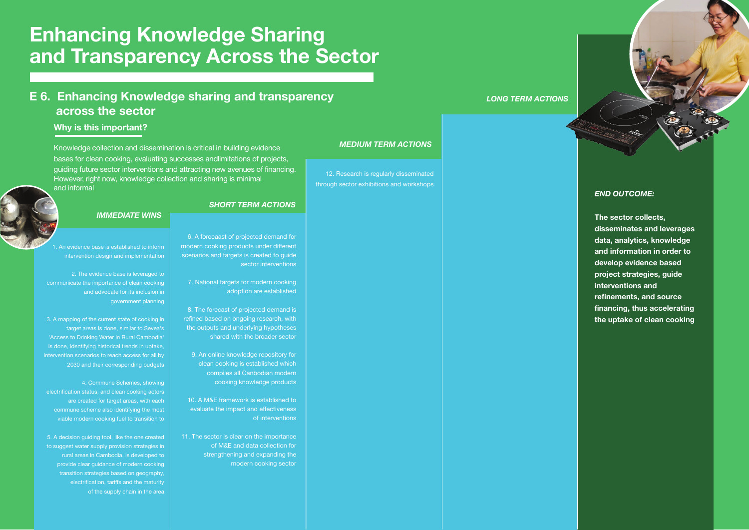# Enhancing Knowledge Sharing and Transparency Across the Sector

## E 6. Enhancing Knowledge sharing and transparency across the sector

### Why is this important?

Knowledge collection and dissemination is critical in building evidence bases for clean cooking, evaluating successes andlimitations of projects, guiding future sector interventions and attracting new avenues of financing. However, right now, knowledge collection and sharing is minimal and informal

### *IMMEDIATE WINS*

1. An evidence base is established to inform intervention design and implementation

2. The evidence base is leveraged to communicate the importance of clean cooking and advocate for its inclusion in government planning

3. A mapping of the current state of cooking in target areas is done, similar to Sevea's 'Access to Drinking Water in Rural Cambodia' is done, identifying historical trends in uptake, intervention scenarios to reach access for all by 2030 and their corresponding budgets

4. Commune Schemes, showing electrification status, and clean cooking actors are created for target areas, with each commune scheme also identifying the most viable modern cooking fuel to transition to

5. A decision guiding tool, like the one created to suggest water supply provision strategies in rural areas in Cambodia, is developed to provide clear guidance of modern cooking transition strategies based on geography, electrification, tariffs and the maturity of the supply chain in the area

### *SHORT TERM ACTIONS*

6. A forecaast of projected demand for modern cooking products under different scenarios and targets is created to guide sector interventions

7. National targets for modern cooking adoption are established

8. The forecast of projected demand is refined based on ongoing research, with the outputs and underlying hypotheses shared with the broader sector

9. An online knowledge repository for clean cooking is established which compiles all Canbodian modern cooking knowledge products

10. A M&E framework is established to evaluate the impact and effectiveness of interventions

11. The sector is clear on the importance of M&E and data collection for strengthening and expanding the modern cooking sector

### *MEDIUM TERM ACTIONS*

12. Research is regularly disseminated through sector exhibitions and workshops

### *LONG TERM ACTIONS*

### *END OUTCOME:*

**The sector collects, disseminates and leverages data, analytics, knowledge and information in order to develop evidence based project strategies, guide interventions and refinements, and source financing, thus accelerating the uptake of clean cooking**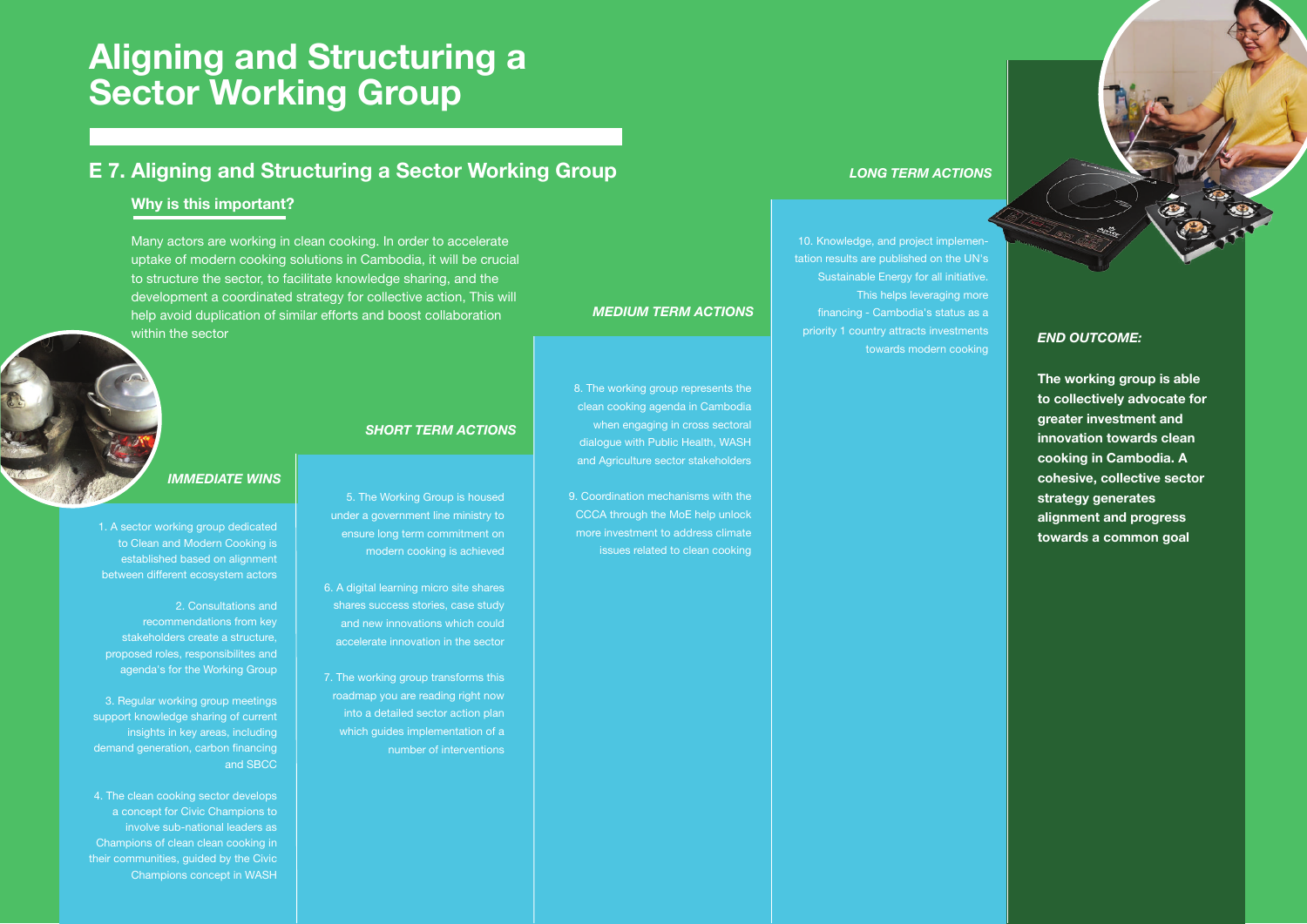# Aligning and Structuring a Sector Working Group

## E 7. Aligning and Structuring a Sector Working Group

### Why is this important?

Many actors are working in clean cooking. In order to accelerate uptake of modern cooking solutions in Cambodia, it will be crucial to structure the sector, to facilitate knowledge sharing, and the development a coordinated strategy for collective action, This will help avoid duplication of similar efforts and boost collaboration within the sector

### *IMMEDIATE WINS*

1. A sector working group dedicated to Clean and Modern Cooking is established based on alignment between different ecosystem actors

2. Consultations and recommendations from key stakeholders create a structure, proposed roles, responsibilites and agenda's for the Working Group

3. Regular working group meetings support knowledge sharing of current insights in key areas, including demand generation, carbon financing and SBCC

4. The clean cooking sector develops a concept for Civic Champions to involve sub-national leaders as Champions of clean clean cooking in their communities, guided by the Civic Champions concept in WASH

### *SHORT TERM ACTIONS*

5. The Working Group is housed under a government line ministry to ensure long term commitment on modern cooking is achieved

6. A digital learning micro site shares shares success stories, case study and new innovations which could accelerate innovation in the sector

7. The working group transforms this roadmap you are reading right now into a detailed sector action plan which guides implementation of a number of interventions

### *MEDIUM TERM ACTIONS*

8. The working group represents the clean cooking agenda in Cambodia when engaging in cross sectoral dialogue with Public Health, WASH and Agriculture sector stakeholders

9. Coordination mechanisms with the CCCA through the MoE help unlock more investment to address climate issues related to clean cooking

### *LONG TERM ACTIONS*

10. Knowledge, and project implementation results are published on the UN's Sustainable Energy for all initiative. This helps leveraging more financing - Cambodia's status as a priority 1 country attracts investments towards modern cooking

### *END OUTCOME:*

**The working group is able to collectively advocate for greater investment and innovation towards clean cooking in Cambodia. A cohesive, collective sector strategy generates alignment and progress towards a common goal**